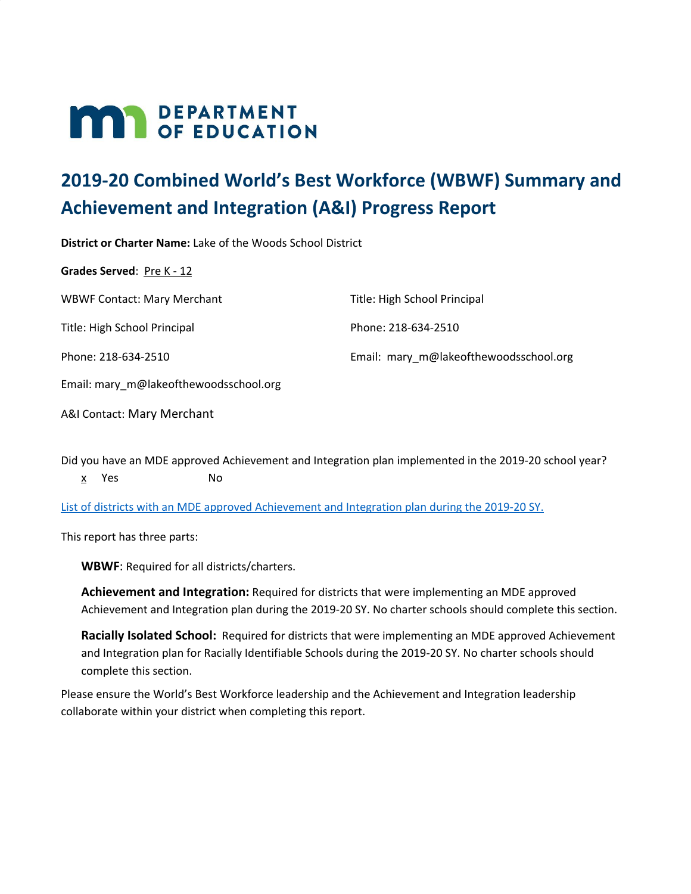# 2019-20 Combined World's Best Workforce (WBWF) Summary and Achievement and Integration (A&I) Progress Report

**District or Charter Name:** Lake of the Woods School District

**Grades Served**: Pre K - 12

WBWF Contact: Mary Merchant

Title: High School Principal

Phone: 218-634-2510

Email: mary_m@lakeofthewoodsschool.org

A&I Contact: Mary Merchant

Title: High School Principal

Phone: 218-634-2510

Email: mary_m@lakeofthewoodsschool.org

Did you have an MDE approved Achievement and Integration plan implemented in the 2019-20 school year?

x Yes No

List of districts with an MDE approved Achievement and Integration plan during the 2019-20 SY.

This report has three parts:

**WBWF**: Required for all districts/charters.

**Achievement and Integration:** Required for districts that were implementing an MDE approved Achievement and Integration plan during the 2019-20 SY. No charter schools should complete this section.

**Racially Isolated School:** Required for districts that were implementing an MDE approved Achievement and Integration plan for Racially Identifiable Schools during the 2019-20 SY. No charter schools should complete this section.

Please ensure the World's Best Workforce leadership and the Achievement and Integration leadership collaborate within your district when completing this report.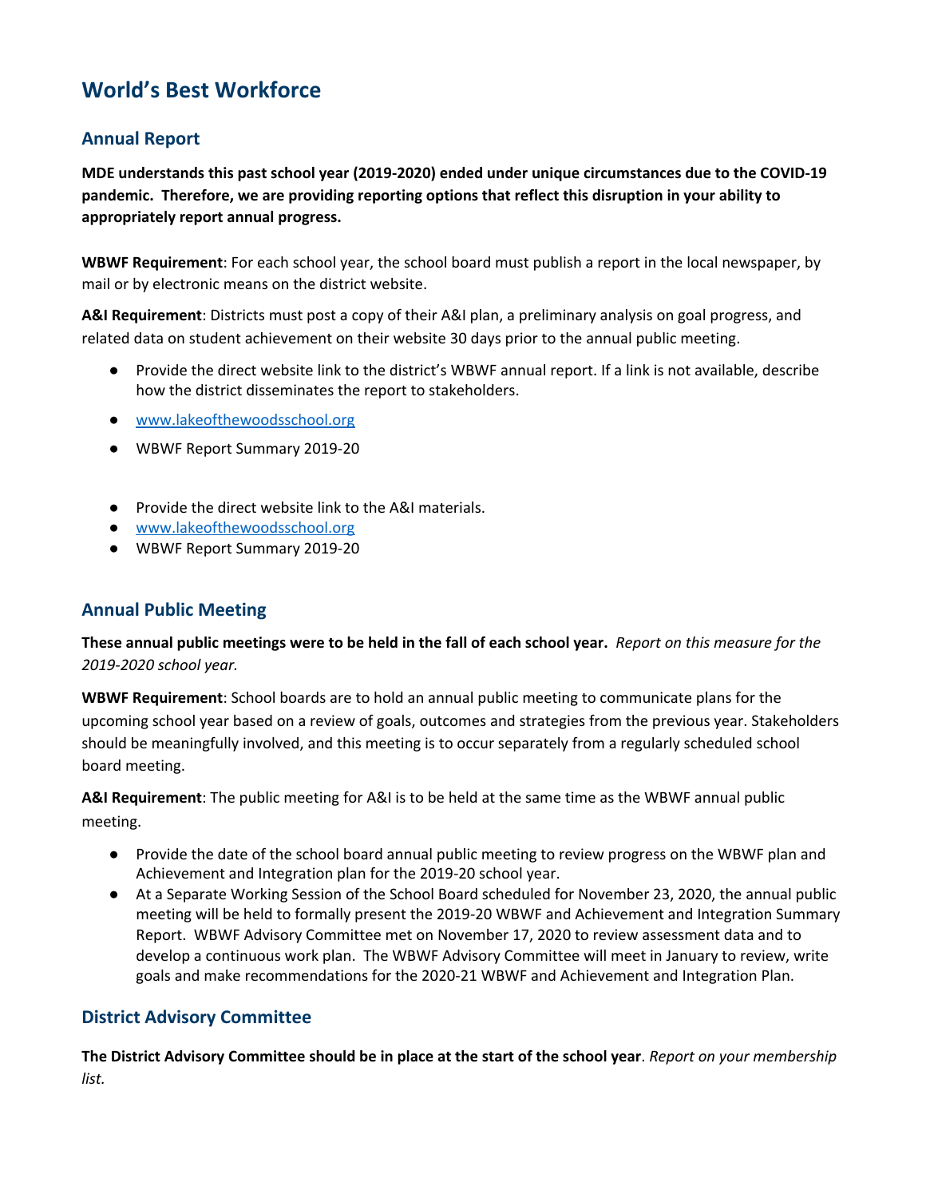# World's Best Workforce

## Annual Report

**MDE understands this past school year (2019-2020) ended under unique circumstances due to the COVID-19 pandemic. Therefore, we are providing reporting options that reflect this disruption in your ability to appropriately report annual progress.**

**WBWF Requirement**: For each school year, the school board must publish a report in the local newspaper, by mail or by electronic means on the district website.

**A&I Requirement**: Districts must post a copy of their A&I plan, a preliminary analysis on goal progress, and related data on student achievement on their website 30 days prior to the annual public meeting.

- Provide the direct website link to the district's WBWF annual report. If a link is not available, describe how the district disseminates the report to stakeholders.
- www.lakeofthewoodsschool.org
- WBWF Report Summary 2019-20

- Provide the direct website link to the A&I materials.
- www.lakeofthewoodsschool.org
- WBWF Report Summary 2019-20

## Annual Public Meeting

**These annual public meetings were to be held in the fall of each school year.** *Report on this measure for the 2019-2020 school year.*

**WBWF Requirement**: School boards are to hold an annual public meeting to communicate plans for the upcoming school year based on a review of goals, outcomes and strategies from the previous year. Stakeholders should be meaningfully involved, and this meeting is to occur separately from a regularly scheduled school board meeting.

**A&I Requirement**: The public meeting for A&I is to be held at the same time as the WBWF annual public meeting.

- Provide the date of the school board annual public meeting to review progress on the WBWF plan and Achievement and Integration plan for the 2019-20 school year.
- At a Separate Working Session of the School Board scheduled for November 23, 2020, the annual public meeting will be held to formally present the 2019-20 WBWF and Achievement and Integration Summary Report. WBWF Advisory Committee met on November 17, 2020 to review assessment data and to develop a continuous work plan. The WBWF Advisory Committee will meet in January to review, write goals and make recommendations for the 2020-21 WBWF and Achievement and Integration Plan.

## District Advisory Committee

**The District Advisory Committee should be in place at the start of the school year**. *Report on your membership list.*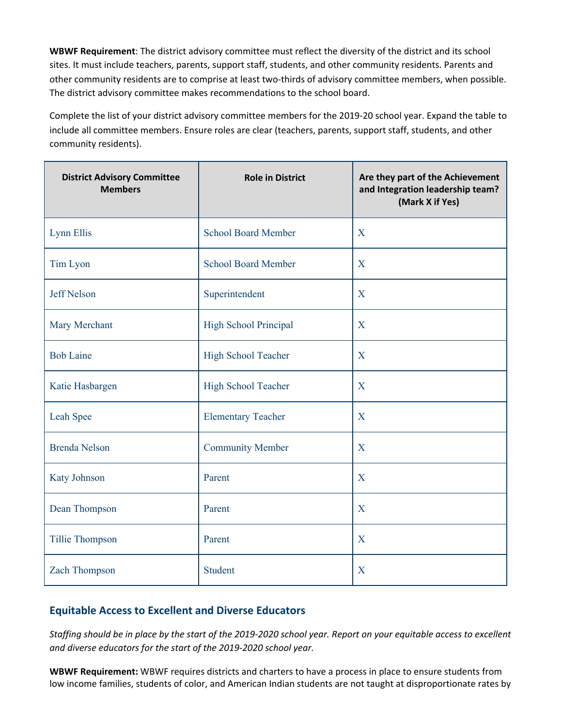**WBWF Requirement**: The district advisory committee must reflect the diversity of the district and its school sites. It must include teachers, parents, support staff, students, and other community residents. Parents and other community residents are to comprise at least two-thirds of advisory committee members, when possible. The district advisory committee makes recommendations to the school board.

Complete the list of your district advisory committee members for the 2019-20 school year. Expand the table to include all committee members. Ensure roles are clear (teachers, parents, support staff, students, and other community residents).

| District Advisory Committee Members | Role in District | Are they part of the Achievement and Integration leadership team? (Mark X if Yes) |
|---|---|---|
| Lynn Ellis | School Board Member | X |
| Tim Lyon | School Board Member | X |
| Jeff Nelson | Superintendent | X |
| Mary Merchant | High School Principal | X |
| Bob Laine | High School Teacher | X |
| Katie Hasbargen | High School Teacher | X |
| Leah Spee | Elementary Teacher | X |
| Brenda Nelson | Community Member | X |
| Katy Johnson | Parent | X |
| Dean Thompson | Parent | X |
| Tillie Thompson | Parent | X |
| Zach Thompson | Student | X |

## Equitable Access to Excellent and Diverse Educators

*Staffing should be in place by the start of the 2019-2020 school year. Report on your equitable access to excellent and diverse educators for the start of the 2019-2020 school year.*

**WBWF Requirement:** WBWF requires districts and charters to have a process in place to ensure students from low income families, students of color, and American Indian students are not taught at disproportionate rates by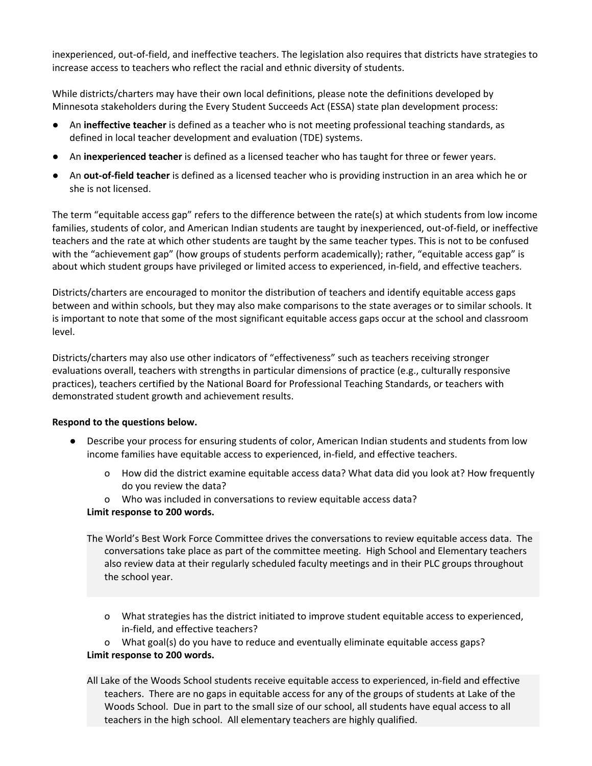inexperienced, out-of-field, and ineffective teachers. The legislation also requires that districts have strategies to increase access to teachers who reflect the racial and ethnic diversity of students.

While districts/charters may have their own local definitions, please note the definitions developed by Minnesota stakeholders during the Every Student Succeeds Act (ESSA) state plan development process:

- An **ineffective teacher** is defined as a teacher who is not meeting professional teaching standards, as defined in local teacher development and evaluation (TDE) systems.
- An **inexperienced teacher** is defined as a licensed teacher who has taught for three or fewer years.
- An **out-of-field teacher** is defined as a licensed teacher who is providing instruction in an area which he or she is not licensed.

The term "equitable access gap" refers to the difference between the rate(s) at which students from low income families, students of color, and American Indian students are taught by inexperienced, out-of-field, or ineffective teachers and the rate at which other students are taught by the same teacher types. This is not to be confused with the "achievement gap" (how groups of students perform academically); rather, "equitable access gap" is about which student groups have privileged or limited access to experienced, in-field, and effective teachers.

Districts/charters are encouraged to monitor the distribution of teachers and identify equitable access gaps between and within schools, but they may also make comparisons to the state averages or to similar schools. It is important to note that some of the most significant equitable access gaps occur at the school and classroom level.

Districts/charters may also use other indicators of "effectiveness" such as teachers receiving stronger evaluations overall, teachers with strengths in particular dimensions of practice (e.g., culturally responsive practices), teachers certified by the National Board for Professional Teaching Standards, or teachers with demonstrated student growth and achievement results.

**Respond to the questions below.**

- Describe your process for ensuring students of color, American Indian students and students from low income families have equitable access to experienced, in-field, and effective teachers.
    - How did the district examine equitable access data? What data did you look at? How frequently do you review the data?
    - Who was included in conversations to review equitable access data?

  **Limit response to 200 words.**

  The World's Best Work Force Committee drives the conversations to review equitable access data. The conversations take place as part of the committee meeting. High School and Elementary teachers also review data at their regularly scheduled faculty meetings and in their PLC groups throughout the school year.

    - What strategies has the district initiated to improve student equitable access to experienced, in-field, and effective teachers?
    - What goal(s) do you have to reduce and eventually eliminate equitable access gaps?

  **Limit response to 200 words.**

  All Lake of the Woods School students receive equitable access to experienced, in-field and effective teachers. There are no gaps in equitable access for any of the groups of students at Lake of the Woods School. Due in part to the small size of our school, all students have equal access to all teachers in the high school. All elementary teachers are highly qualified.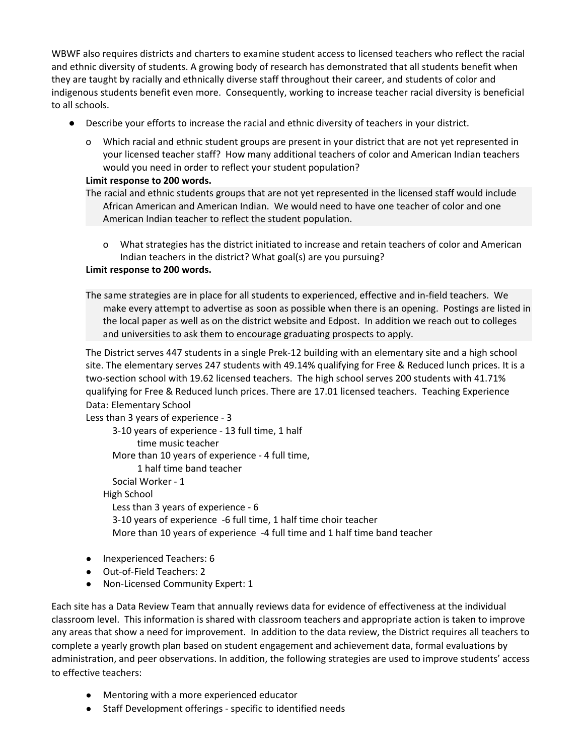WBWF also requires districts and charters to examine student access to licensed teachers who reflect the racial and ethnic diversity of students. A growing body of research has demonstrated that all students benefit when they are taught by racially and ethnically diverse staff throughout their career, and students of color and indigenous students benefit even more. Consequently, working to increase teacher racial diversity is beneficial to all schools.

- Describe your efforts to increase the racial and ethnic diversity of teachers in your district.
  - Which racial and ethnic student groups are present in your district that are not yet represented in your licensed teacher staff? How many additional teachers of color and American Indian teachers would you need in order to reflect your student population?

**Limit response to 200 words.**

The racial and ethnic students groups that are not yet represented in the licensed staff would include African American and American Indian. We would need to have one teacher of color and one American Indian teacher to reflect the student population.

  - What strategies has the district initiated to increase and retain teachers of color and American Indian teachers in the district? What goal(s) are you pursuing?

**Limit response to 200 words.**

The same strategies are in place for all students to experienced, effective and in-field teachers. We make every attempt to advertise as soon as possible when there is an opening. Postings are listed in the local paper as well as on the district website and Edpost. In addition we reach out to colleges and universities to ask them to encourage graduating prospects to apply.

The District serves 447 students in a single Prek-12 building with an elementary site and a high school site. The elementary serves 247 students with 49.14% qualifying for Free & Reduced lunch prices. It is a two-section school with 19.62 licensed teachers. The high school serves 200 students with 41.71% qualifying for Free & Reduced lunch prices. There are 17.01 licensed teachers. Teaching Experience Data: Elementary School

Less than 3 years of experience - 3

3-10 years of experience - 13 full time, 1 half time music teacher

More than 10 years of experience - 4 full time, 1 half time band teacher

Social Worker - 1

High School

Less than 3 years of experience - 6

3-10 years of experience -6 full time, 1 half time choir teacher

More than 10 years of experience -4 full time and 1 half time band teacher

- Inexperienced Teachers: 6
- Out-of-Field Teachers: 2
- Non-Licensed Community Expert: 1

Each site has a Data Review Team that annually reviews data for evidence of effectiveness at the individual classroom level. This information is shared with classroom teachers and appropriate action is taken to improve any areas that show a need for improvement. In addition to the data review, the District requires all teachers to complete a yearly growth plan based on student engagement and achievement data, formal evaluations by administration, and peer observations. In addition, the following strategies are used to improve students' access to effective teachers:

- Mentoring with a more experienced educator
- Staff Development offerings - specific to identified needs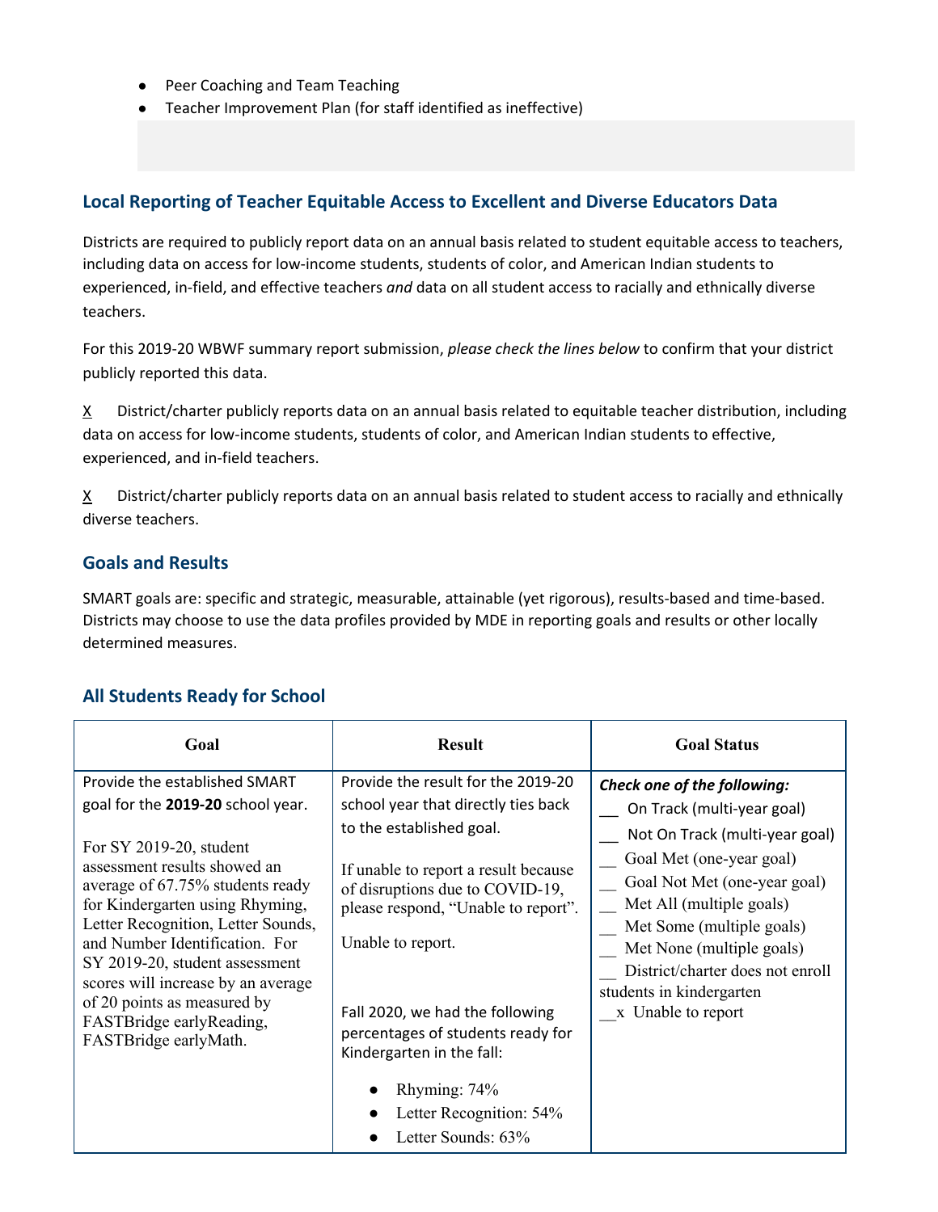- Peer Coaching and Team Teaching
- Teacher Improvement Plan (for staff identified as ineffective)

## Local Reporting of Teacher Equitable Access to Excellent and Diverse Educators Data

Districts are required to publicly report data on an annual basis related to student equitable access to teachers, including data on access for low-income students, students of color, and American Indian students to experienced, in-field, and effective teachers *and* data on all student access to racially and ethnically diverse teachers.

For this 2019-20 WBWF summary report submission, *please check the lines below* to confirm that your district publicly reported this data.

X District/charter publicly reports data on an annual basis related to equitable teacher distribution, including data on access for low-income students, students of color, and American Indian students to effective, experienced, and in-field teachers.

X District/charter publicly reports data on an annual basis related to student access to racially and ethnically diverse teachers.

## Goals and Results

SMART goals are: specific and strategic, measurable, attainable (yet rigorous), results-based and time-based. Districts may choose to use the data profiles provided by MDE in reporting goals and results or other locally determined measures.

## All Students Ready for School

| Goal | Result | Goal Status |
|---|---|---|
| Provide the established SMART goal for the **2019-20** school year.<br><br>For SY 2019-20, student assessment results showed an average of 67.75% students ready for Kindergarten using Rhyming, Letter Recognition, Letter Sounds, and Number Identification. For SY 2019-20, student assessment scores will increase by an average of 20 points as measured by FASTBridge earlyReading, FASTBridge earlyMath. | Provide the result for the 2019-20 school year that directly ties back to the established goal.<br><br>If unable to report a result because of disruptions due to COVID-19, please respond, "Unable to report".<br><br>Unable to report.<br><br>Fall 2020, we had the following percentages of students ready for Kindergarten in the fall:<br><br>- Rhyming: 74%<br>- Letter Recognition: 54%<br>- Letter Sounds: 63% | ***Check one of the following:***<br>\_\_ On Track (multi-year goal)<br>\_\_ Not On Track (multi-year goal)<br>\_\_ Goal Met (one-year goal)<br>\_\_ Goal Not Met (one-year goal)<br>\_\_ Met All (multiple goals)<br>\_\_ Met Some (multiple goals)<br>\_\_ Met None (multiple goals)<br>\_\_ District/charter does not enroll students in kindergarten<br>\_\_x Unable to report |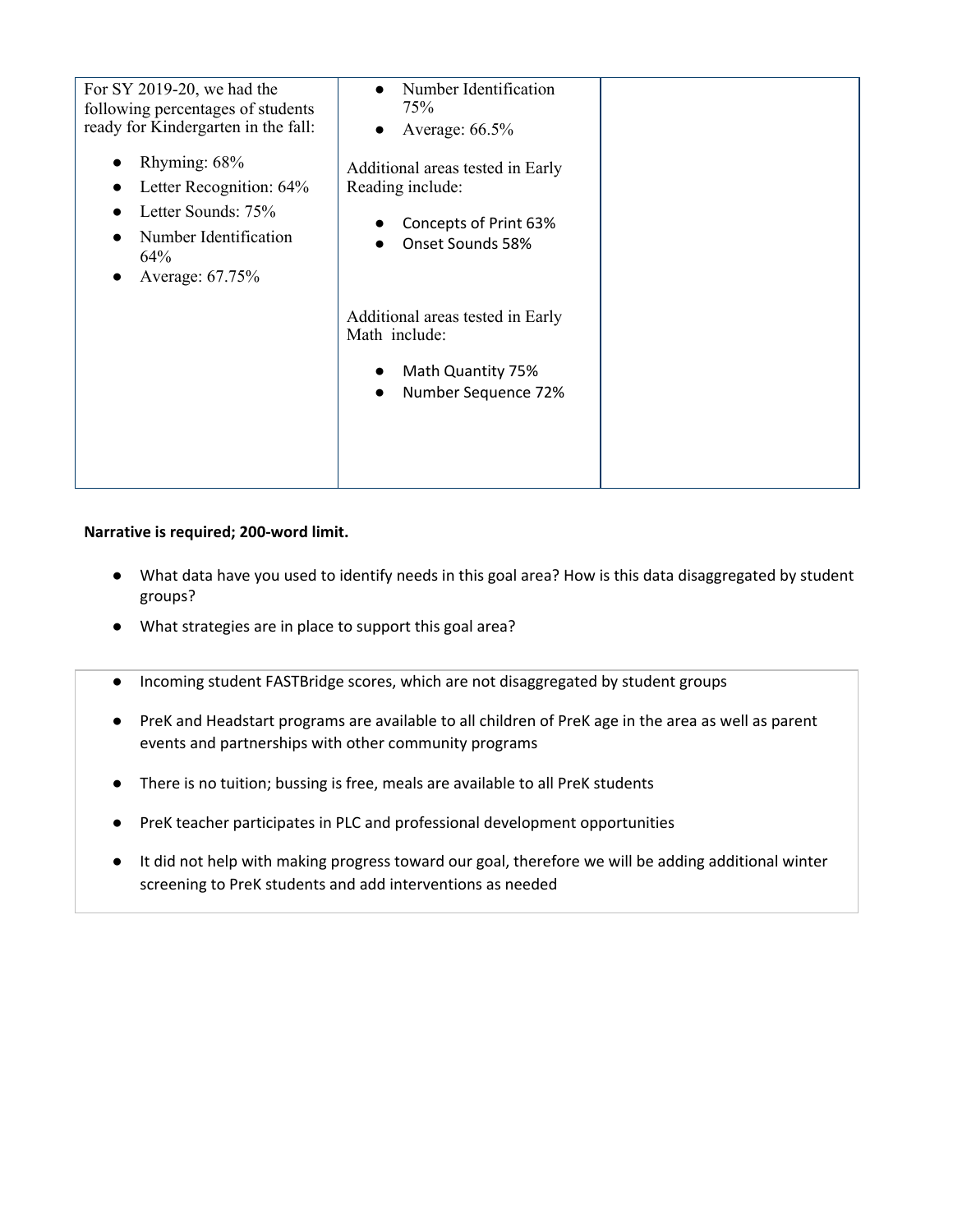| | | |
|---|---|---|
| For SY 2019-20, we had the following percentages of students ready for Kindergarten in the fall:<br><br>● Rhyming: 68%<br>● Letter Recognition: 64%<br>● Letter Sounds: 75%<br>● Number Identification 64%<br>● Average: 67.75% | ● Number Identification 75%<br>● Average: 66.5%<br><br>Additional areas tested in Early Reading include:<br><br>● Concepts of Print 63%<br>● Onset Sounds 58%<br><br>Additional areas tested in Early Math include:<br><br>● Math Quantity 75%<br>● Number Sequence 72% | |

**Narrative is required; 200-word limit.**

- What data have you used to identify needs in this goal area? How is this data disaggregated by student groups?
- What strategies are in place to support this goal area?

---

- Incoming student FASTBridge scores, which are not disaggregated by student groups
- PreK and Headstart programs are available to all children of PreK age in the area as well as parent events and partnerships with other community programs
- There is no tuition; bussing is free, meals are available to all PreK students
- PreK teacher participates in PLC and professional development opportunities
- It did not help with making progress toward our goal, therefore we will be adding additional winter screening to PreK students and add interventions as needed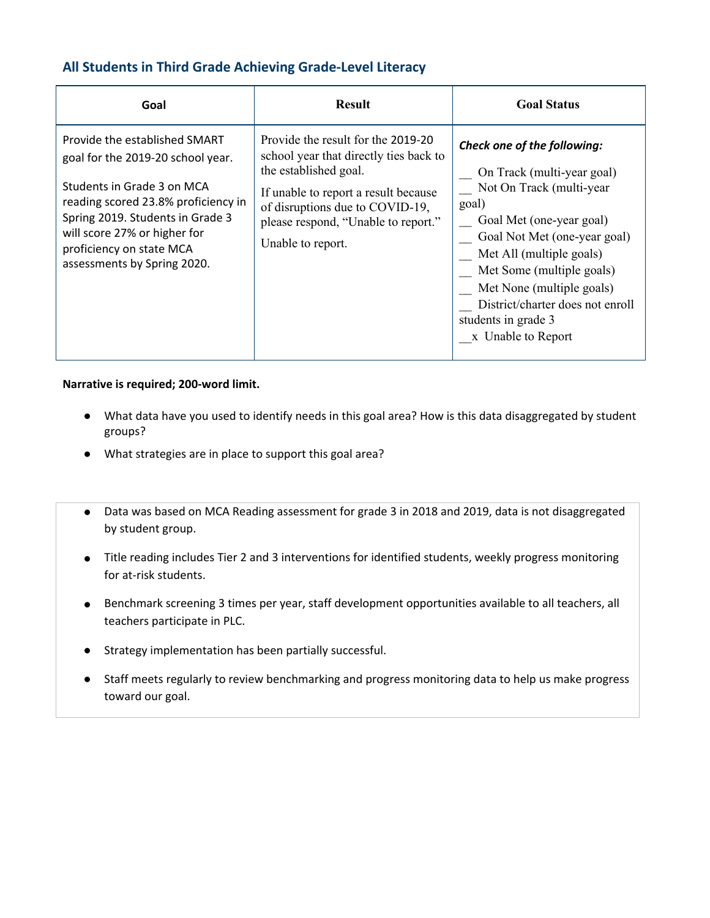## All Students in Third Grade Achieving Grade-Level Literacy

| Goal | Result | Goal Status |
|---|---|---|
| Provide the established SMART goal for the 2019-20 school year.<br><br>Students in Grade 3 on MCA reading scored 23.8% proficiency in Spring 2019. Students in Grade 3 will score 27% or higher for proficiency on state MCA assessments by Spring 2020. | Provide the result for the 2019-20 school year that directly ties back to the established goal.<br><br>If unable to report a result because of disruptions due to COVID-19, please respond, "Unable to report."<br><br>Unable to report. | ***Check one of the following:***<br><br>__ On Track (multi-year goal)<br>__ Not On Track (multi-year goal)<br>__ Goal Met (one-year goal)<br>__ Goal Not Met (one-year goal)<br>__ Met All (multiple goals)<br>__ Met Some (multiple goals)<br>__ Met None (multiple goals)<br>__ District/charter does not enroll students in grade 3<br>__x Unable to Report |

**Narrative is required; 200-word limit.**

- What data have you used to identify needs in this goal area? How is this data disaggregated by student groups?
- What strategies are in place to support this goal area?

---

- Data was based on MCA Reading assessment for grade 3 in 2018 and 2019, data is not disaggregated by student group.
- Title reading includes Tier 2 and 3 interventions for identified students, weekly progress monitoring for at-risk students.
- Benchmark screening 3 times per year, staff development opportunities available to all teachers, all teachers participate in PLC.
- Strategy implementation has been partially successful.
- Staff meets regularly to review benchmarking and progress monitoring data to help us make progress toward our goal.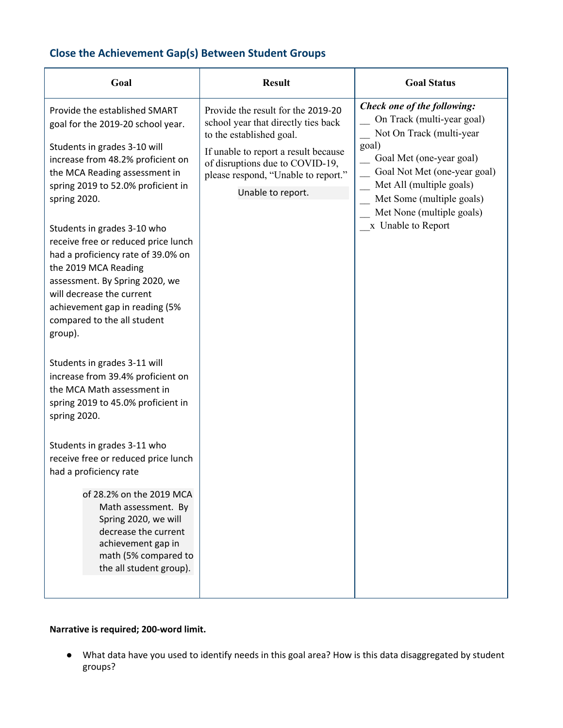## Close the Achievement Gap(s) Between Student Groups

| Goal | Result | Goal Status |
|---|---|---|
| Provide the established SMART goal for the 2019-20 school year.<br><br>Students in grades 3-10 will increase from 48.2% proficient on the MCA Reading assessment in spring 2019 to 52.0% proficient in spring 2020.<br><br>Students in grades 3-10 who receive free or reduced price lunch had a proficiency rate of 39.0% on the 2019 MCA Reading assessment. By Spring 2020, we will decrease the current achievement gap in reading (5% compared to the all student group).<br><br>Students in grades 3-11 will increase from 39.4% proficient on the MCA Math assessment in spring 2019 to 45.0% proficient in spring 2020.<br><br>Students in grades 3-11 who receive free or reduced price lunch had a proficiency rate of 28.2% on the 2019 MCA Math assessment. By Spring 2020, we will decrease the current achievement gap in math (5% compared to the all student group). | Provide the result for the 2019-20 school year that directly ties back to the established goal.<br><br>If unable to report a result because of disruptions due to COVID-19, please respond, "Unable to report."<br><br>Unable to report. | ***Check one of the following:***<br>__ On Track (multi-year goal)<br>__ Not On Track (multi-year goal)<br>__ Goal Met (one-year goal)<br>__ Goal Not Met (one-year goal)<br>__ Met All (multiple goals)<br>__ Met Some (multiple goals)<br>__ Met None (multiple goals)<br>__x Unable to Report |

**Narrative is required; 200-word limit.**

- What data have you used to identify needs in this goal area? How is this data disaggregated by student groups?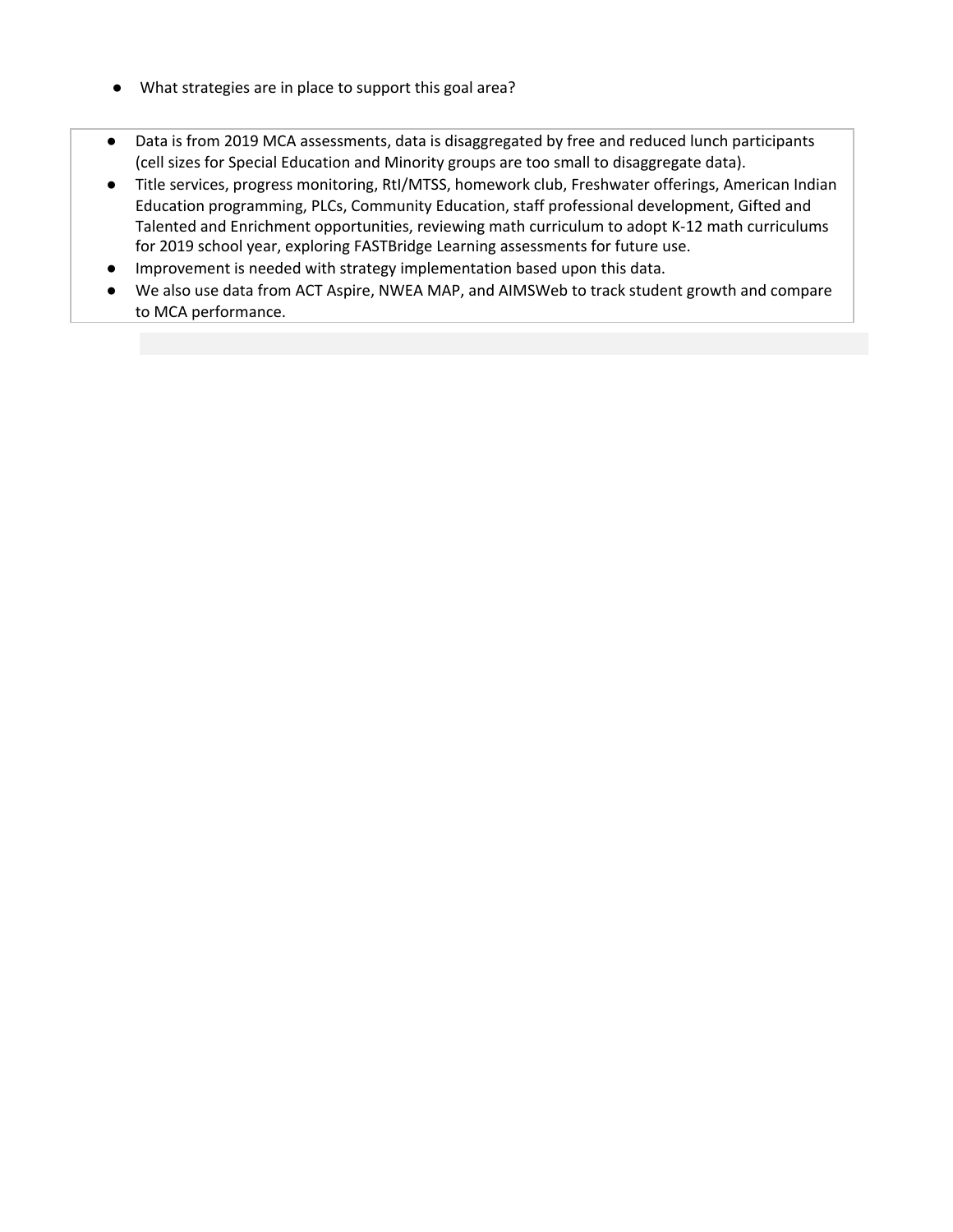- What strategies are in place to support this goal area?

- Data is from 2019 MCA assessments, data is disaggregated by free and reduced lunch participants (cell sizes for Special Education and Minority groups are too small to disaggregate data).
- Title services, progress monitoring, RtI/MTSS, homework club, Freshwater offerings, American Indian Education programming, PLCs, Community Education, staff professional development, Gifted and Talented and Enrichment opportunities, reviewing math curriculum to adopt K-12 math curriculums for 2019 school year, exploring FASTBridge Learning assessments for future use.
- Improvement is needed with strategy implementation based upon this data.
- We also use data from ACT Aspire, NWEA MAP, and AIMSWeb to track student growth and compare to MCA performance.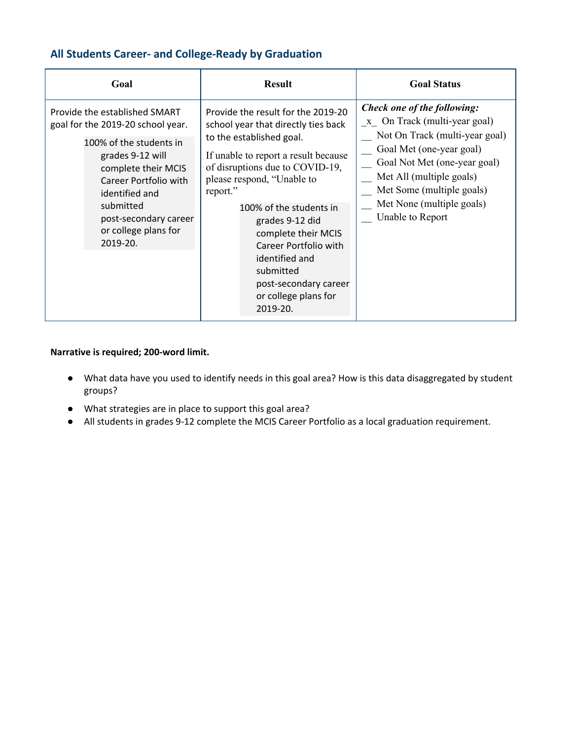## All Students Career- and College-Ready by Graduation

| Goal | Result | Goal Status |
|---|---|---|
| Provide the established SMART goal for the 2019-20 school year.<br><br>100% of the students in grades 9-12 will complete their MCIS Career Portfolio with identified and submitted post-secondary career or college plans for 2019-20. | Provide the result for the 2019-20 school year that directly ties back to the established goal.<br><br>If unable to report a result because of disruptions due to COVID-19, please respond, "Unable to report."<br><br>100% of the students in grades 9-12 did complete their MCIS Career Portfolio with identified and submitted post-secondary career or college plans for 2019-20. | ***Check one of the following:***<br>_x_ On Track (multi-year goal)<br>__ Not On Track (multi-year goal)<br>__ Goal Met (one-year goal)<br>__ Goal Not Met (one-year goal)<br>__ Met All (multiple goals)<br>__ Met Some (multiple goals)<br>__ Met None (multiple goals)<br>__ Unable to Report |

**Narrative is required; 200-word limit.**

- What data have you used to identify needs in this goal area? How is this data disaggregated by student groups?
- What strategies are in place to support this goal area?
- All students in grades 9-12 complete the MCIS Career Portfolio as a local graduation requirement.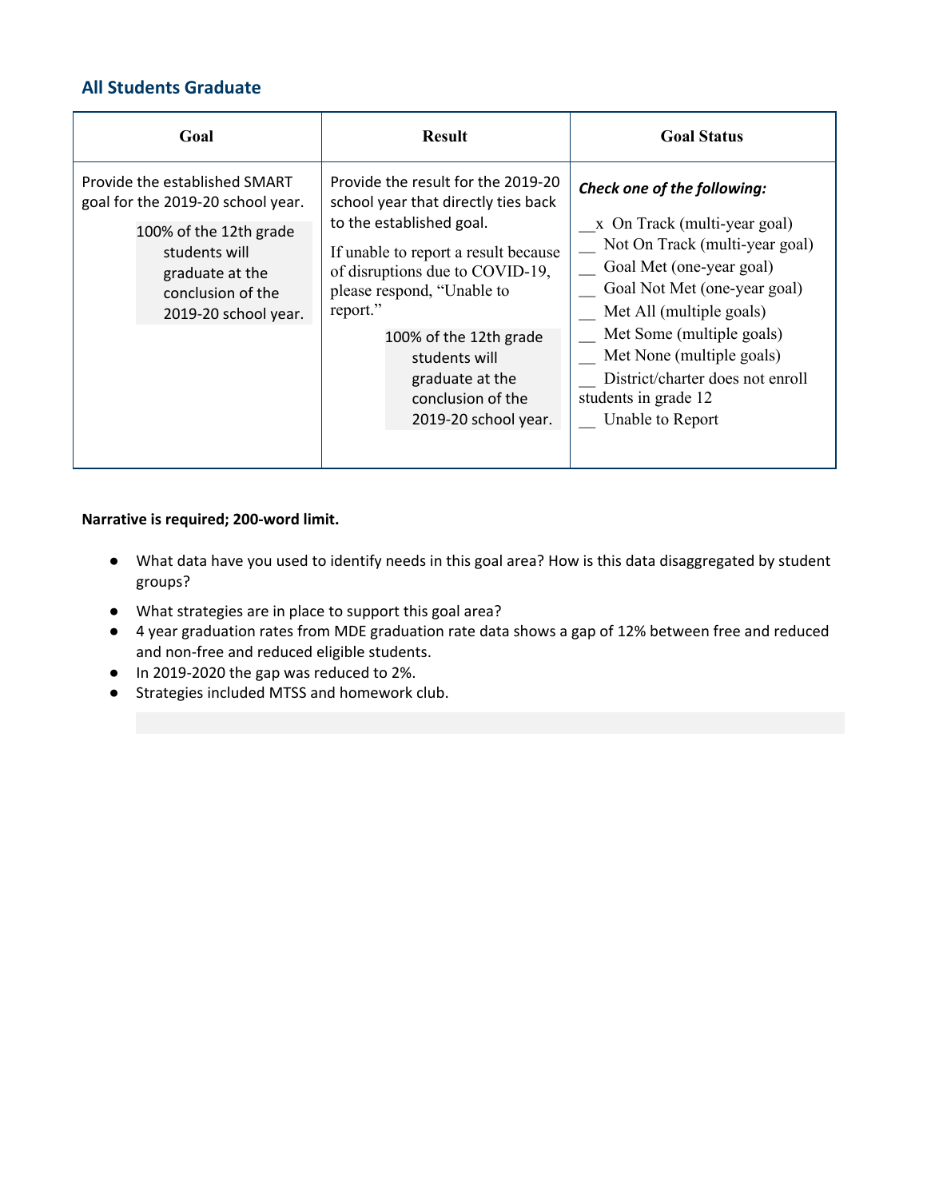## All Students Graduate

| Goal | Result | Goal Status |
|---|---|---|
| Provide the established SMART goal for the 2019-20 school year.<br><br>100% of the 12th grade students will graduate at the conclusion of the 2019-20 school year. | Provide the result for the 2019-20 school year that directly ties back to the established goal.<br><br>If unable to report a result because of disruptions due to COVID-19, please respond, "Unable to report."<br><br>100% of the 12th grade students will graduate at the conclusion of the 2019-20 school year. | ***Check one of the following:***<br><br>__x On Track (multi-year goal)<br>__ Not On Track (multi-year goal)<br>__ Goal Met (one-year goal)<br>__ Goal Not Met (one-year goal)<br>__ Met All (multiple goals)<br>__ Met Some (multiple goals)<br>__ Met None (multiple goals)<br>__ District/charter does not enroll students in grade 12<br>__ Unable to Report |

**Narrative is required; 200-word limit.**

- What data have you used to identify needs in this goal area? How is this data disaggregated by student groups?
- What strategies are in place to support this goal area?
- 4 year graduation rates from MDE graduation rate data shows a gap of 12% between free and reduced and non-free and reduced eligible students.
- In 2019-2020 the gap was reduced to 2%.
- Strategies included MTSS and homework club.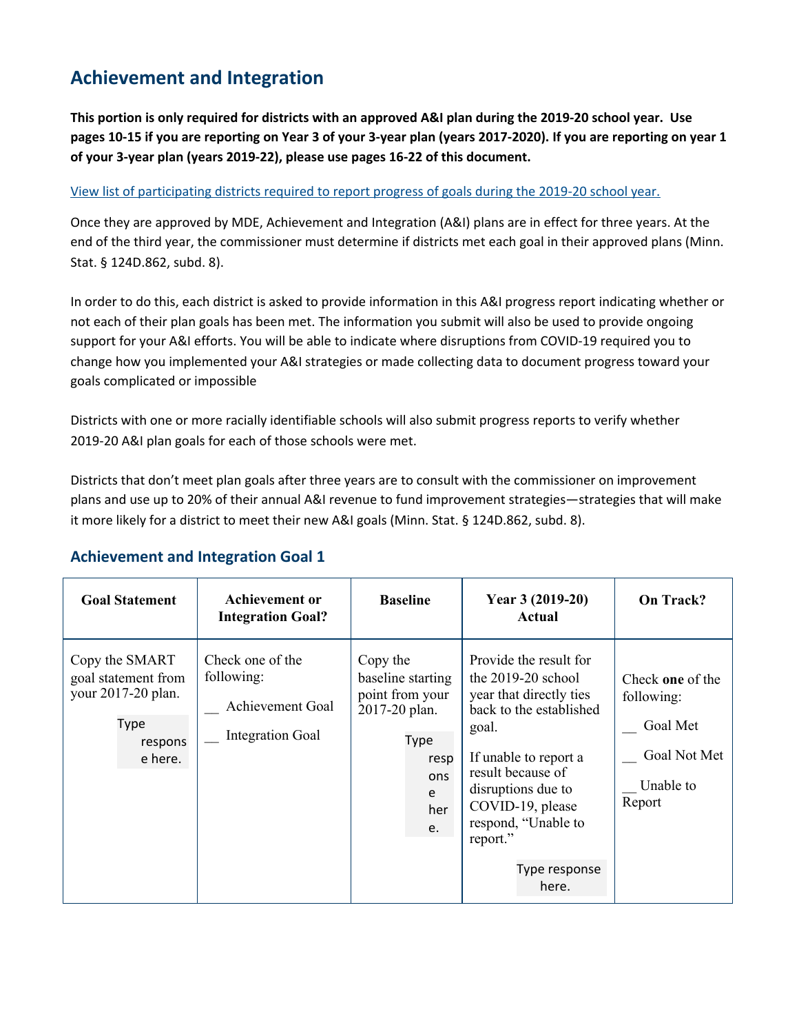## Achievement and Integration

**This portion is only required for districts with an approved A&I plan during the 2019-20 school year. Use pages 10-15 if you are reporting on Year 3 of your 3-year plan (years 2017-2020). If you are reporting on year 1 of your 3-year plan (years 2019-22), please use pages 16-22 of this document.**

[View list of participating districts required to report progress of goals during the 2019-20 school year.]

Once they are approved by MDE, Achievement and Integration (A&I) plans are in effect for three years. At the end of the third year, the commissioner must determine if districts met each goal in their approved plans (Minn. Stat. § 124D.862, subd. 8).

In order to do this, each district is asked to provide information in this A&I progress report indicating whether or not each of their plan goals has been met. The information you submit will also be used to provide ongoing support for your A&I efforts. You will be able to indicate where disruptions from COVID-19 required you to change how you implemented your A&I strategies or made collecting data to document progress toward your goals complicated or impossible

Districts with one or more racially identifiable schools will also submit progress reports to verify whether 2019-20 A&I plan goals for each of those schools were met.

Districts that don't meet plan goals after three years are to consult with the commissioner on improvement plans and use up to 20% of their annual A&I revenue to fund improvement strategies—strategies that will make it more likely for a district to meet their new A&I goals (Minn. Stat. § 124D.862, subd. 8).

### Achievement and Integration Goal 1

| Goal Statement | Achievement or Integration Goal? | Baseline | Year 3 (2019-20) Actual | On Track? |
|---|---|---|---|---|
| Copy the SMART goal statement from your 2017-20 plan.<br><br>Type response here. | Check one of the following:<br><br>__ Achievement Goal<br><br>__ Integration Goal | Copy the baseline starting point from your 2017-20 plan.<br><br>Type response here. | Provide the result for the 2019-20 school year that directly ties back to the established goal.<br><br>If unable to report a result because of disruptions due to COVID-19, please respond, "Unable to report."<br><br>Type response here. | Check **one** of the following:<br><br>__ Goal Met<br><br>__ Goal Not Met<br><br>__ Unable to Report |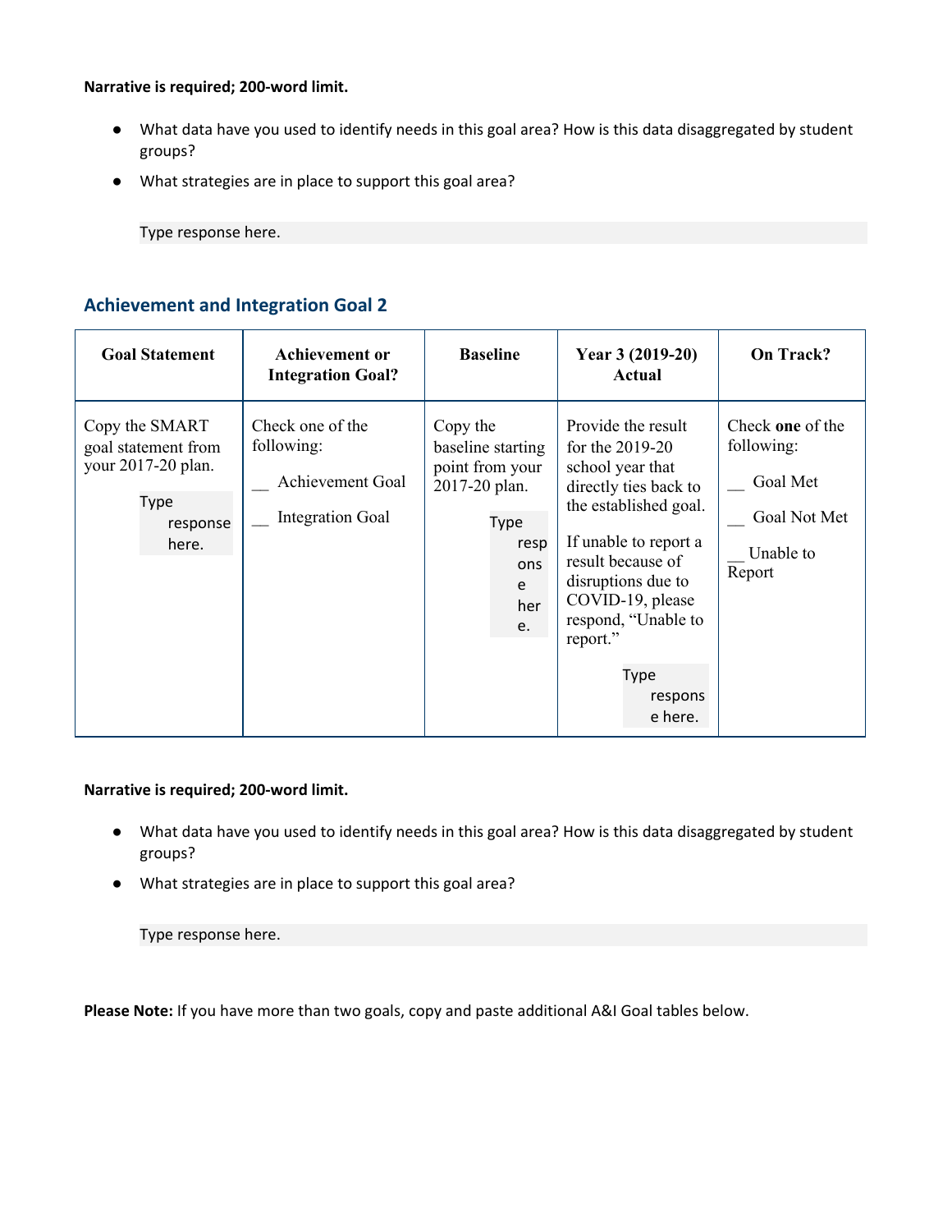**Narrative is required; 200-word limit.**

- What data have you used to identify needs in this goal area? How is this data disaggregated by student groups?
- What strategies are in place to support this goal area?

Type response here.

## Achievement and Integration Goal 2

| Goal Statement | Achievement or Integration Goal? | Baseline | Year 3 (2019-20) Actual | On Track? |
|---|---|---|---|---|
| Copy the SMART goal statement from your 2017-20 plan. Type response here. | Check one of the following: __ Achievement Goal __ Integration Goal | Copy the baseline starting point from your 2017-20 plan. Type response here. | Provide the result for the 2019-20 school year that directly ties back to the established goal. If unable to report a result because of disruptions due to COVID-19, please respond, "Unable to report." Type response here. | Check **one** of the following: __ Goal Met __ Goal Not Met __ Unable to Report |

**Narrative is required; 200-word limit.**

- What data have you used to identify needs in this goal area? How is this data disaggregated by student groups?
- What strategies are in place to support this goal area?

Type response here.

**Please Note:** If you have more than two goals, copy and paste additional A&I Goal tables below.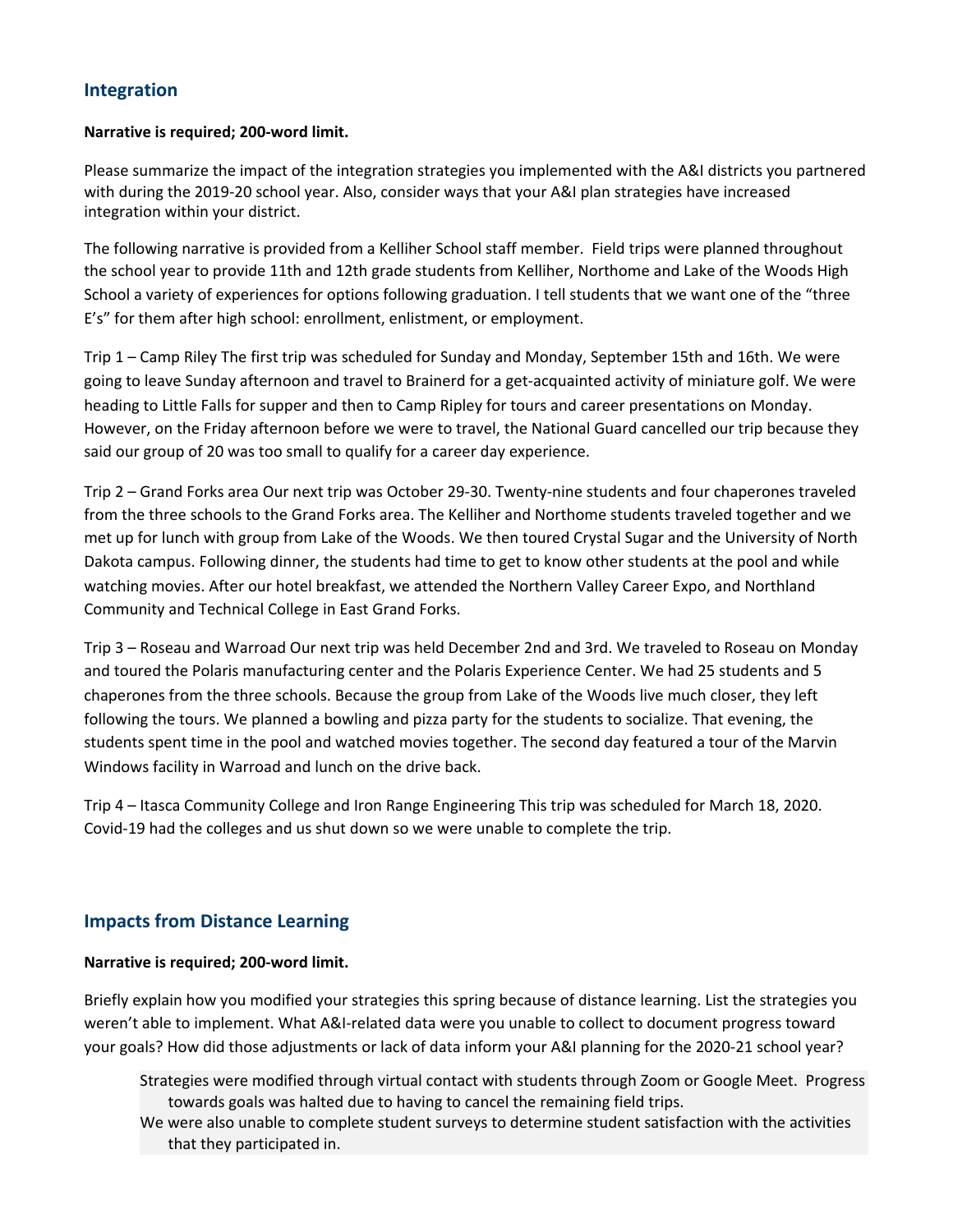## Integration

**Narrative is required; 200-word limit.**

Please summarize the impact of the integration strategies you implemented with the A&I districts you partnered with during the 2019-20 school year. Also, consider ways that your A&I plan strategies have increased integration within your district.

The following narrative is provided from a Kelliher School staff member. Field trips were planned throughout the school year to provide 11th and 12th grade students from Kelliher, Northome and Lake of the Woods High School a variety of experiences for options following graduation. I tell students that we want one of the "three E's" for them after high school: enrollment, enlistment, or employment.

Trip 1 – Camp Riley The first trip was scheduled for Sunday and Monday, September 15th and 16th. We were going to leave Sunday afternoon and travel to Brainerd for a get-acquainted activity of miniature golf. We were heading to Little Falls for supper and then to Camp Ripley for tours and career presentations on Monday. However, on the Friday afternoon before we were to travel, the National Guard cancelled our trip because they said our group of 20 was too small to qualify for a career day experience.

Trip 2 – Grand Forks area Our next trip was October 29-30. Twenty-nine students and four chaperones traveled from the three schools to the Grand Forks area. The Kelliher and Northome students traveled together and we met up for lunch with group from Lake of the Woods. We then toured Crystal Sugar and the University of North Dakota campus. Following dinner, the students had time to get to know other students at the pool and while watching movies. After our hotel breakfast, we attended the Northern Valley Career Expo, and Northland Community and Technical College in East Grand Forks.

Trip 3 – Roseau and Warroad Our next trip was held December 2nd and 3rd. We traveled to Roseau on Monday and toured the Polaris manufacturing center and the Polaris Experience Center. We had 25 students and 5 chaperones from the three schools. Because the group from Lake of the Woods live much closer, they left following the tours. We planned a bowling and pizza party for the students to socialize. That evening, the students spent time in the pool and watched movies together. The second day featured a tour of the Marvin Windows facility in Warroad and lunch on the drive back.

Trip 4 – Itasca Community College and Iron Range Engineering This trip was scheduled for March 18, 2020. Covid-19 had the colleges and us shut down so we were unable to complete the trip.

## Impacts from Distance Learning

**Narrative is required; 200-word limit.**

Briefly explain how you modified your strategies this spring because of distance learning. List the strategies you weren't able to implement. What A&I-related data were you unable to collect to document progress toward your goals? How did those adjustments or lack of data inform your A&I planning for the 2020-21 school year?

Strategies were modified through virtual contact with students through Zoom or Google Meet. Progress towards goals was halted due to having to cancel the remaining field trips.

We were also unable to complete student surveys to determine student satisfaction with the activities that they participated in.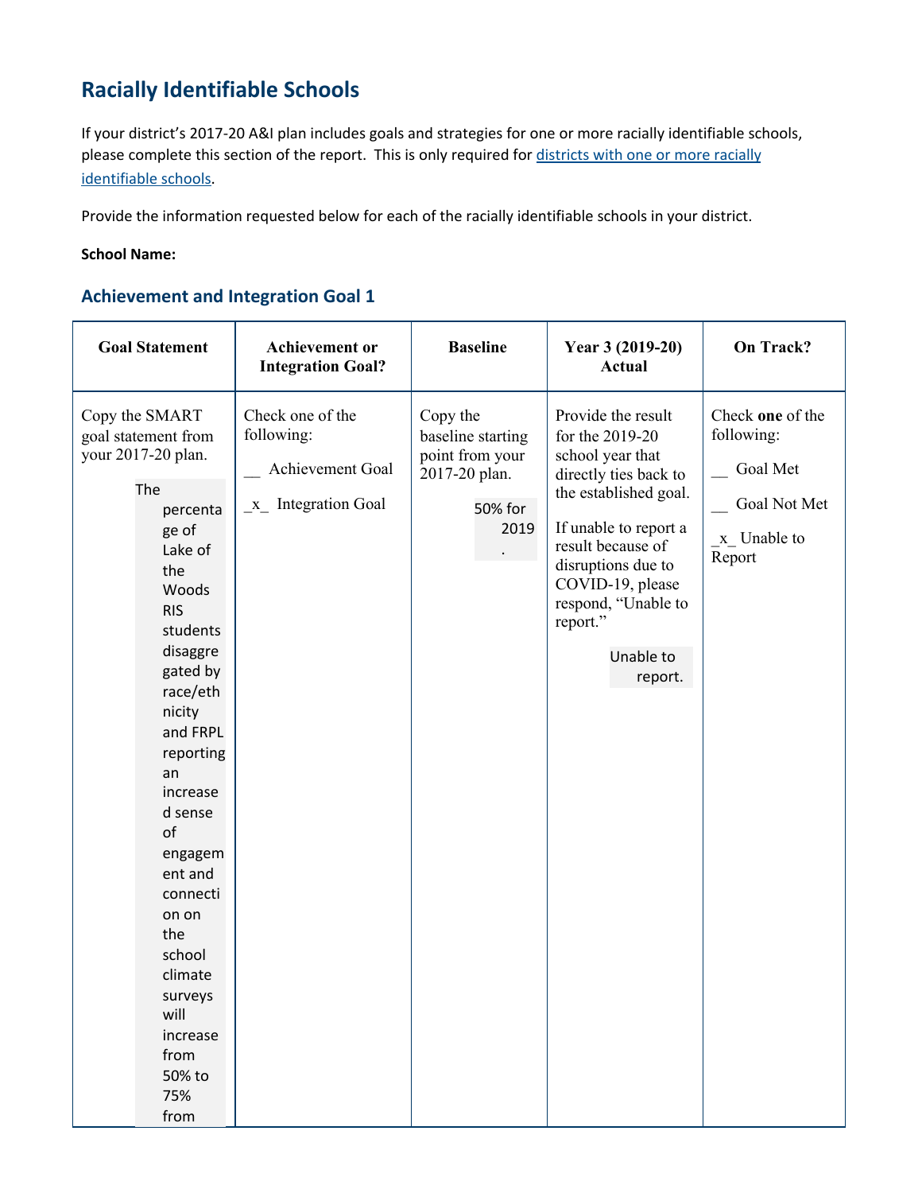## Racially Identifiable Schools

If your district's 2017-20 A&I plan includes goals and strategies for one or more racially identifiable schools, please complete this section of the report. This is only required for districts with one or more racially identifiable schools.

Provide the information requested below for each of the racially identifiable schools in your district.

**School Name:**

### Achievement and Integration Goal 1

| Goal Statement | Achievement or Integration Goal? | Baseline | Year 3 (2019-20) Actual | On Track? |
|---|---|---|---|---|
| Copy the SMART goal statement from your 2017-20 plan.<br><br>The percentage of Lake of the Woods RIS students disaggregated by race/ethnicity and FRPL reporting an increased sense of engagement and connection on the school climate surveys will increase from 50% to 75% from | Check one of the following:<br><br>__ Achievement Goal<br><br>_x_ Integration Goal | Copy the baseline starting point from your 2017-20 plan.<br><br>50% for 2019. | Provide the result for the 2019-20 school year that directly ties back to the established goal.<br><br>If unable to report a result because of disruptions due to COVID-19, please respond, "Unable to report."<br><br>Unable to report. | Check **one** of the following:<br><br>__ Goal Met<br><br>__ Goal Not Met<br><br>_x_ Unable to Report |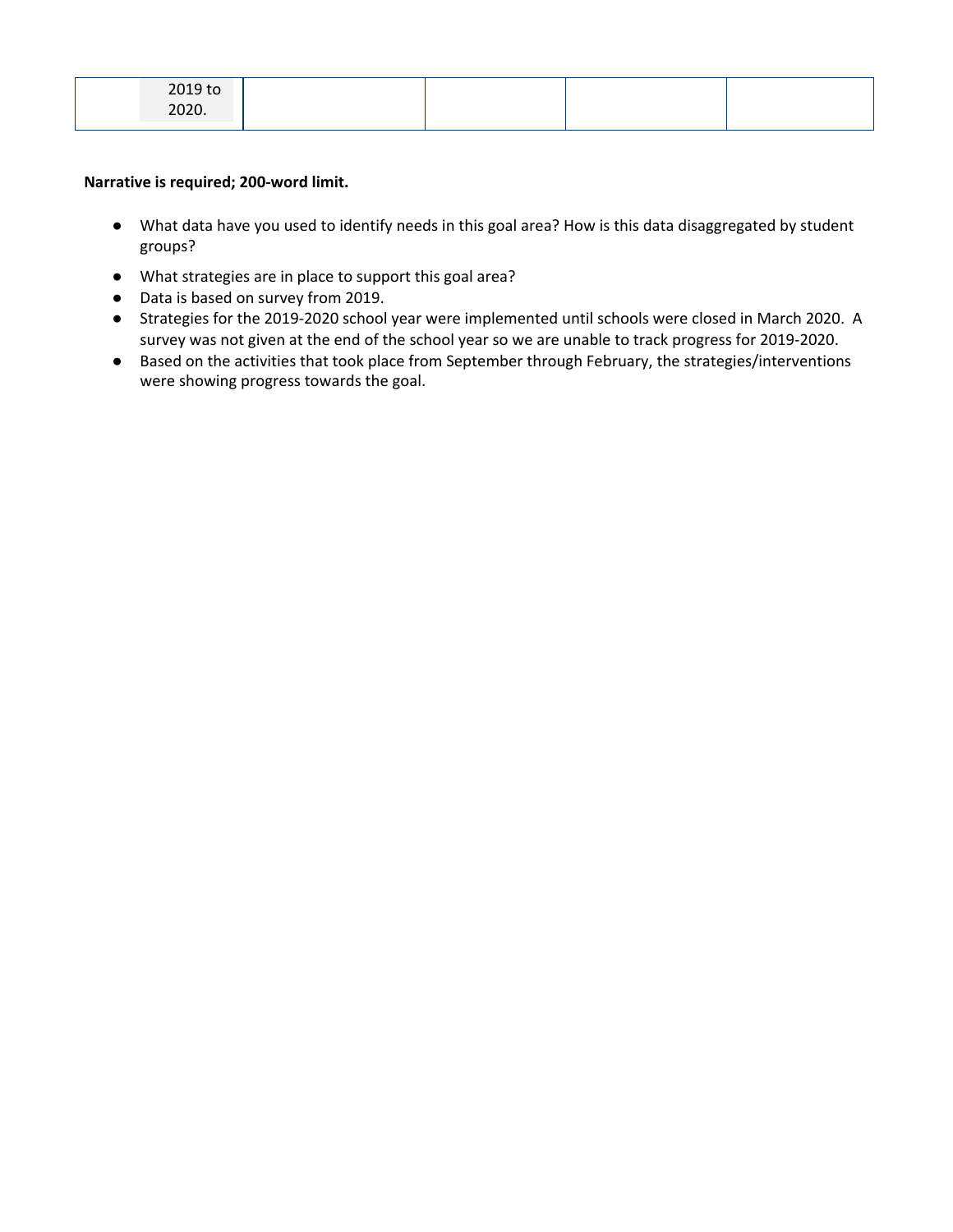| 2019 to 2020. | | | | |
|---|---|---|---|---|

**Narrative is required; 200-word limit.**

- What data have you used to identify needs in this goal area? How is this data disaggregated by student groups?
- What strategies are in place to support this goal area?
- Data is based on survey from 2019.
- Strategies for the 2019-2020 school year were implemented until schools were closed in March 2020. A survey was not given at the end of the school year so we are unable to track progress for 2019-2020.
- Based on the activities that took place from September through February, the strategies/interventions were showing progress towards the goal.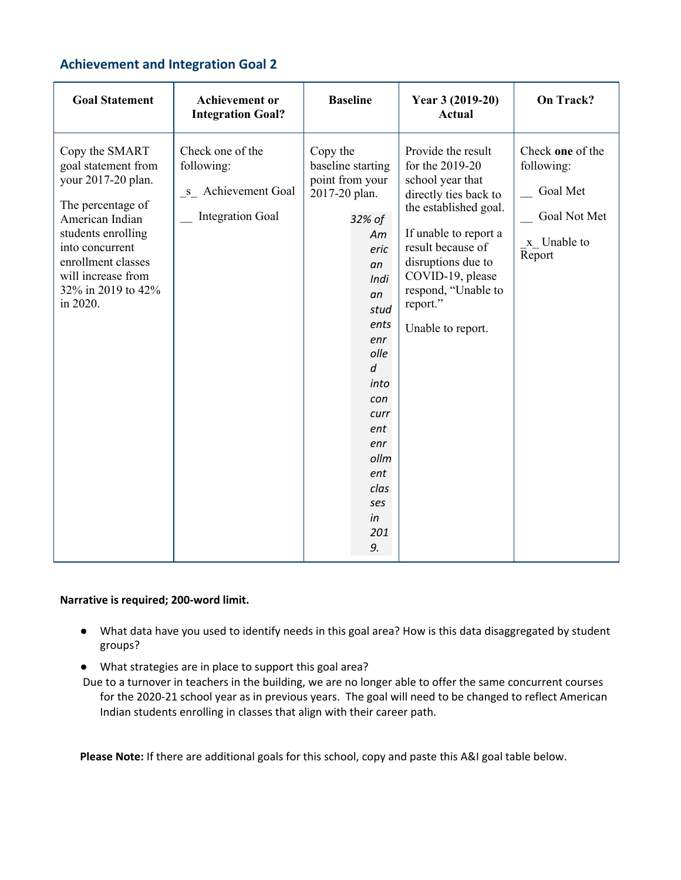## Achievement and Integration Goal 2

| Goal Statement | Achievement or Integration Goal? | Baseline | Year 3 (2019-20) Actual | On Track? |
|---|---|---|---|---|
| Copy the SMART goal statement from your 2017-20 plan.<br><br>The percentage of American Indian students enrolling into concurrent enrollment classes will increase from 32% in 2019 to 42% in 2020. | Check one of the following:<br><br>_s_ Achievement Goal<br><br>__ Integration Goal | Copy the baseline starting point from your 2017-20 plan.<br><br>*32% of American Indian students enrolled into concurrent enrollment classes in 2019.* | Provide the result for the 2019-20 school year that directly ties back to the established goal.<br><br>If unable to report a result because of disruptions due to COVID-19, please respond, "Unable to report."<br><br>Unable to report. | Check **one** of the following:<br><br>__ Goal Met<br><br>__ Goal Not Met<br><br>_x_ Unable to Report |

**Narrative is required; 200-word limit.**

- What data have you used to identify needs in this goal area? How is this data disaggregated by student groups?
- What strategies are in place to support this goal area?

Due to a turnover in teachers in the building, we are no longer able to offer the same concurrent courses for the 2020-21 school year as in previous years. The goal will need to be changed to reflect American Indian students enrolling in classes that align with their career path.

**Please Note:** If there are additional goals for this school, copy and paste this A&I goal table below.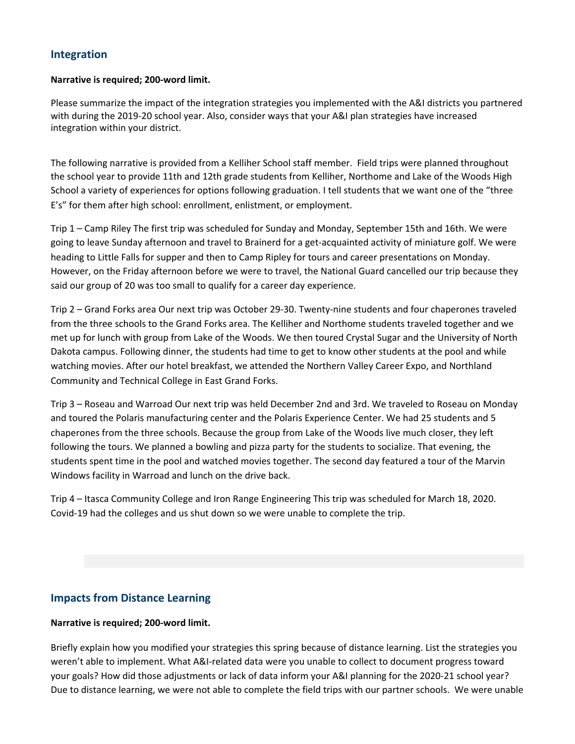## Integration

**Narrative is required; 200-word limit.**

Please summarize the impact of the integration strategies you implemented with the A&I districts you partnered with during the 2019-20 school year. Also, consider ways that your A&I plan strategies have increased integration within your district.

The following narrative is provided from a Kelliher School staff member. Field trips were planned throughout the school year to provide 11th and 12th grade students from Kelliher, Northome and Lake of the Woods High School a variety of experiences for options following graduation. I tell students that we want one of the "three E's" for them after high school: enrollment, enlistment, or employment.

Trip 1 – Camp Riley The first trip was scheduled for Sunday and Monday, September 15th and 16th. We were going to leave Sunday afternoon and travel to Brainerd for a get-acquainted activity of miniature golf. We were heading to Little Falls for supper and then to Camp Ripley for tours and career presentations on Monday. However, on the Friday afternoon before we were to travel, the National Guard cancelled our trip because they said our group of 20 was too small to qualify for a career day experience.

Trip 2 – Grand Forks area Our next trip was October 29-30. Twenty-nine students and four chaperones traveled from the three schools to the Grand Forks area. The Kelliher and Northome students traveled together and we met up for lunch with group from Lake of the Woods. We then toured Crystal Sugar and the University of North Dakota campus. Following dinner, the students had time to get to know other students at the pool and while watching movies. After our hotel breakfast, we attended the Northern Valley Career Expo, and Northland Community and Technical College in East Grand Forks.

Trip 3 – Roseau and Warroad Our next trip was held December 2nd and 3rd. We traveled to Roseau on Monday and toured the Polaris manufacturing center and the Polaris Experience Center. We had 25 students and 5 chaperones from the three schools. Because the group from Lake of the Woods live much closer, they left following the tours. We planned a bowling and pizza party for the students to socialize. That evening, the students spent time in the pool and watched movies together. The second day featured a tour of the Marvin Windows facility in Warroad and lunch on the drive back.

Trip 4 – Itasca Community College and Iron Range Engineering This trip was scheduled for March 18, 2020. Covid-19 had the colleges and us shut down so we were unable to complete the trip.

## Impacts from Distance Learning

**Narrative is required; 200-word limit.**

Briefly explain how you modified your strategies this spring because of distance learning. List the strategies you weren't able to implement. What A&I-related data were you unable to collect to document progress toward your goals? How did those adjustments or lack of data inform your A&I planning for the 2020-21 school year?

Due to distance learning, we were not able to complete the field trips with our partner schools. We were unable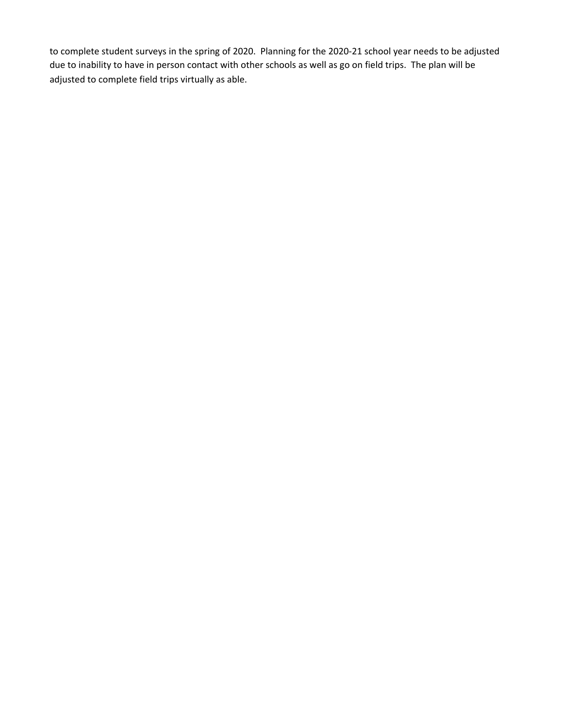to complete student surveys in the spring of 2020. Planning for the 2020-21 school year needs to be adjusted due to inability to have in person contact with other schools as well as go on field trips. The plan will be adjusted to complete field trips virtually as able.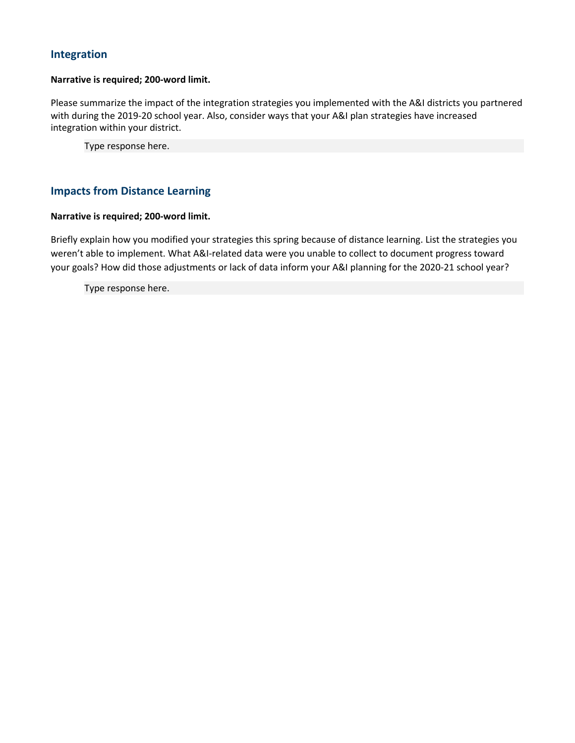### Integration

**Narrative is required; 200-word limit.**

Please summarize the impact of the integration strategies you implemented with the A&I districts you partnered with during the 2019-20 school year. Also, consider ways that your A&I plan strategies have increased integration within your district.

Type response here.

### Impacts from Distance Learning

**Narrative is required; 200-word limit.**

Briefly explain how you modified your strategies this spring because of distance learning. List the strategies you weren't able to implement. What A&I-related data were you unable to collect to document progress toward your goals? How did those adjustments or lack of data inform your A&I planning for the 2020-21 school year?

Type response here.